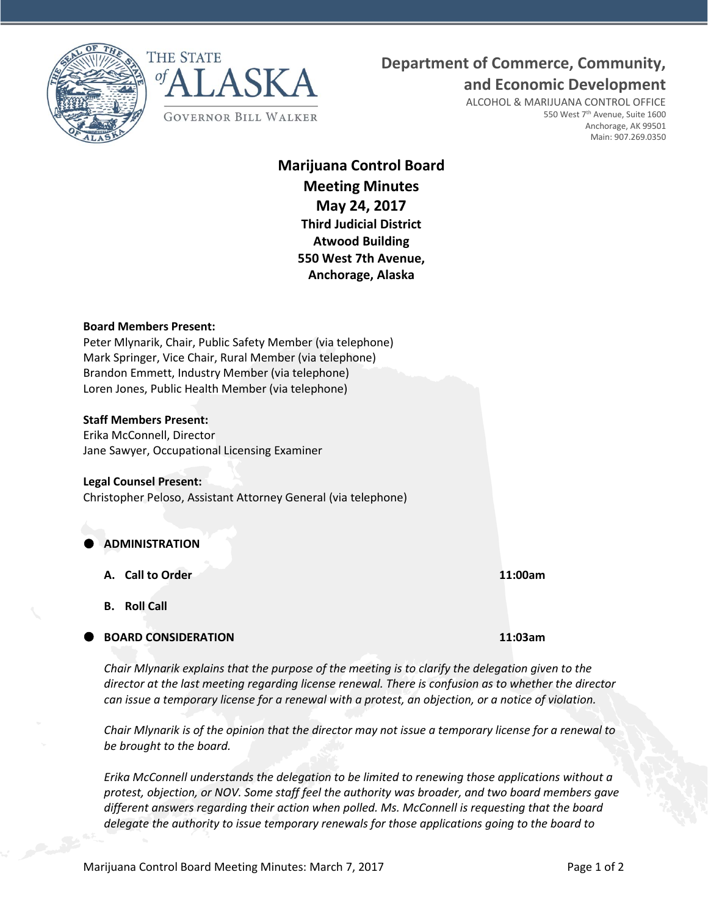THE STATE *of* ALASKA

GOVERNOR BILL WALKER

**Department of Commerce, Community, and Economic Development**

ALCOHOL & MARIJUANA CONTROL OFFICE
550 West 7th Avenue, Suite 1600
Anchorage, AK 99501
Main: 907.269.0350

# Marijuana Control Board
## Meeting Minutes
## May 24, 2017
### Third Judicial District
### Atwood Building
### 550 West 7th Avenue,
### Anchorage, Alaska

**Board Members Present:**
Peter Mlynarik, Chair, Public Safety Member (via telephone)
Mark Springer, Vice Chair, Rural Member (via telephone)
Brandon Emmett, Industry Member (via telephone)
Loren Jones, Public Health Member (via telephone)

**Staff Members Present:**
Erika McConnell, Director
Jane Sawyer, Occupational Licensing Examiner

**Legal Counsel Present:**
Christopher Peloso, Assistant Attorney General (via telephone)

- **ADMINISTRATION**

  **A. Call to Order** **11:00am**

  **B. Roll Call**

- **BOARD CONSIDERATION** **11:03am**

*Chair Mlynarik explains that the purpose of the meeting is to clarify the delegation given to the director at the last meeting regarding license renewal. There is confusion as to whether the director can issue a temporary license for a renewal with a protest, an objection, or a notice of violation.*

*Chair Mlynarik is of the opinion that the director may not issue a temporary license for a renewal to be brought to the board.*

*Erika McConnell understands the delegation to be limited to renewing those applications without a protest, objection, or NOV. Some staff feel the authority was broader, and two board members gave different answers regarding their action when polled. Ms. McConnell is requesting that the board delegate the authority to issue temporary renewals for those applications going to the board to*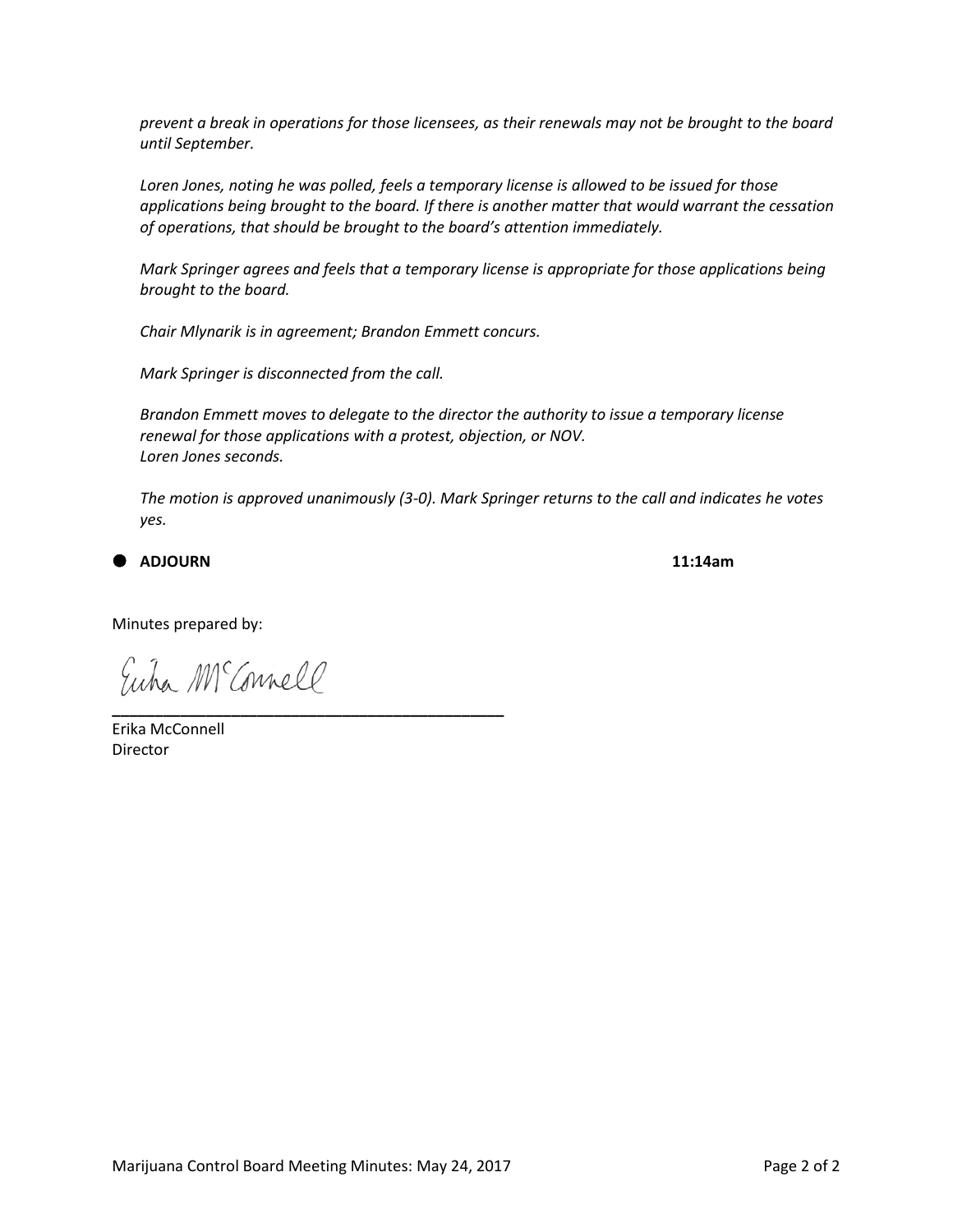*prevent a break in operations for those licensees, as their renewals may not be brought to the board until September.*

*Loren Jones, noting he was polled, feels a temporary license is allowed to be issued for those applications being brought to the board. If there is another matter that would warrant the cessation of operations, that should be brought to the board's attention immediately.*

*Mark Springer agrees and feels that a temporary license is appropriate for those applications being brought to the board.*

*Chair Mlynarik is in agreement; Brandon Emmett concurs.*

*Mark Springer is disconnected from the call.*

*Brandon Emmett moves to delegate to the director the authority to issue a temporary license renewal for those applications with a protest, objection, or NOV.*
*Loren Jones seconds.*

*The motion is approved unanimously (3-0). Mark Springer returns to the call and indicates he votes yes.*

- **ADJOURN** **11:14am**

Minutes prepared by:

Erika McConnell

\_\_\_\_\_\_\_\_\_\_\_\_\_\_\_\_\_\_\_\_\_\_\_\_\_\_\_\_\_\_\_\_\_\_\_\_\_\_\_\_\_\_

Erika McConnell
Director